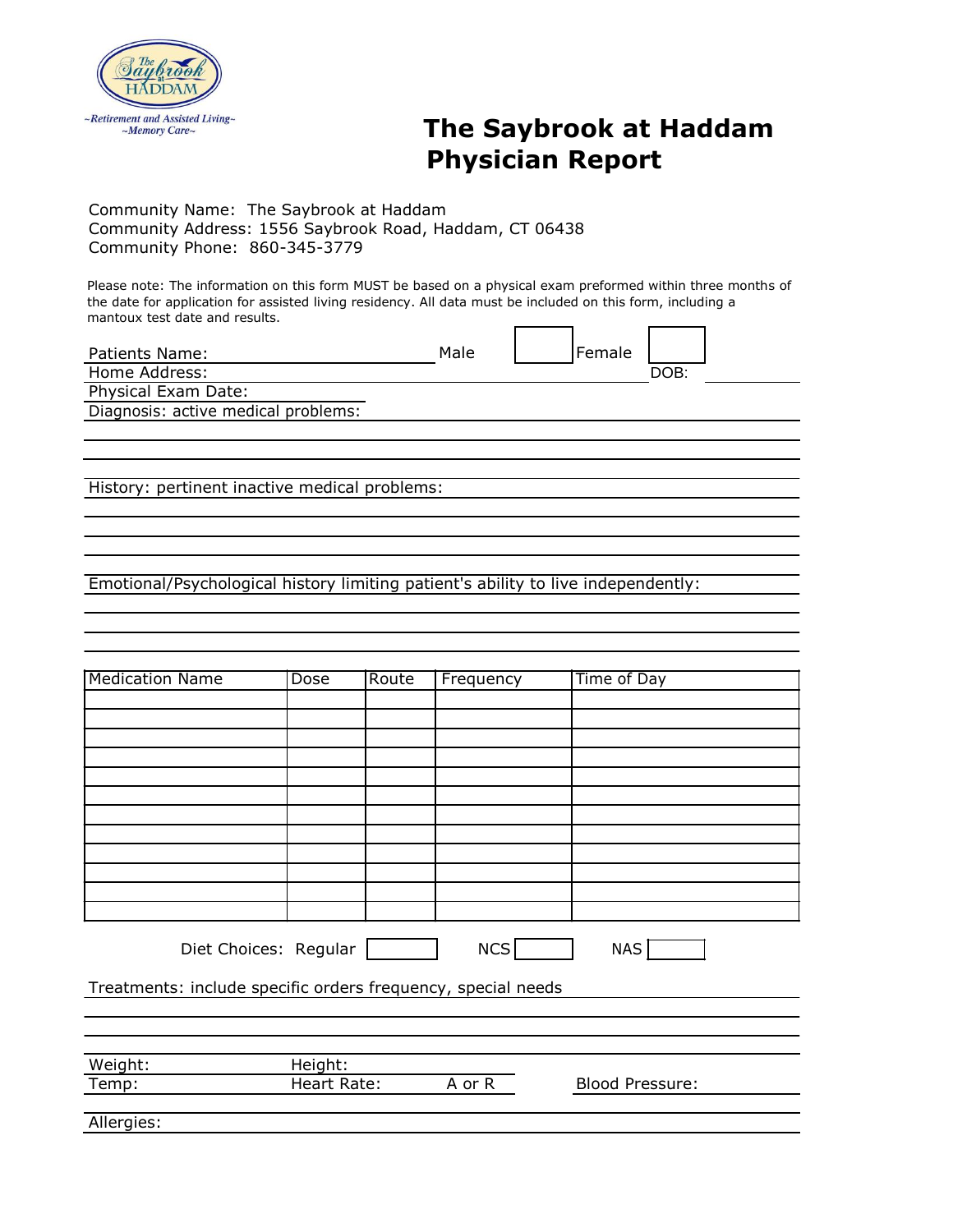~Retirement and Assisted Living~
~Memory Care~

# The Saybrook at Haddam Physician Report

Community Name: The Saybrook at Haddam
Community Address: 1556 Saybrook Road, Haddam, CT 06438
Community Phone: 860-345-3779

Please note: The information on this form MUST be based on a physical exam preformed within three months of the date for application for assisted living residency. All data must be included on this form, including a mantoux test date and results.

Patients Name: ______________________ Male [ ] Female [ ]

Home Address: ______________________ DOB: ____________

Physical Exam Date: ______________________

Diagnosis: active medical problems: ______________________

History: pertinent inactive medical problems: ______________________

Emotional/Psychological history limiting patient's ability to live independently: ______________________

| Medication Name | Dose | Route | Frequency | Time of Day |
|---|---|---|---|---|
| | | | | |
| | | | | |
| | | | | |
| | | | | |
| | | | | |
| | | | | |
| | | | | |
| | | | | |
| | | | | |
| | | | | |
| | | | | |
| | | | | |

Diet Choices: Regular [ ] NCS [ ] NAS [ ]

Treatments: include specific orders frequency, special needs ______________________

Weight: ____________ Height: ____________

Temp: ____________ Heart Rate: ____________ A or R Blood Pressure: ____________

Allergies: ______________________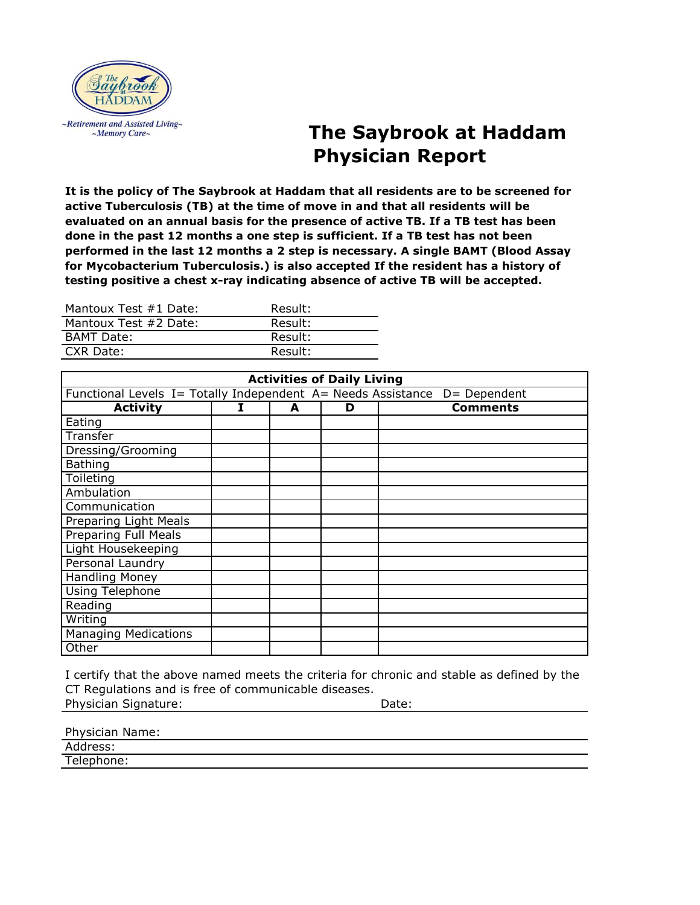~Retirement and Assisted Living~
~Memory Care~

# The Saybrook at Haddam Physician Report

**It is the policy of The Saybrook at Haddam that all residents are to be screened for active Tuberculosis (TB) at the time of move in and that all residents will be evaluated on an annual basis for the presence of active TB. If a TB test has been done in the past 12 months a one step is sufficient. If a TB test has not been performed in the last 12 months a 2 step is necessary. A single BAMT (Blood Assay for Mycobacterium Tuberculosis.) is also accepted If the resident has a history of testing positive a chest x-ray indicating absence of active TB will be accepted.**

| | |
|---|---|
| Mantoux Test #1 Date: | Result: |
| Mantoux Test #2 Date: | Result: |
| BAMT Date: | Result: |
| CXR Date: | Result: |

| Activities of Daily Living | | | | |
|---|---|---|---|---|
| Functional Levels I= Totally Independent A= Needs Assistance D= Dependent | | | | |
| **Activity** | **I** | **A** | **D** | **Comments** |
| Eating | | | | |
| Transfer | | | | |
| Dressing/Grooming | | | | |
| Bathing | | | | |
| Toileting | | | | |
| Ambulation | | | | |
| Communication | | | | |
| Preparing Light Meals | | | | |
| Preparing Full Meals | | | | |
| Light Housekeeping | | | | |
| Personal Laundry | | | | |
| Handling Money | | | | |
| Using Telephone | | | | |
| Reading | | | | |
| Writing | | | | |
| Managing Medications | | | | |
| Other | | | | |

I certify that the above named meets the criteria for chronic and stable as defined by the CT Regulations and is free of communicable diseases.

Physician Signature: Date:

Physician Name:

Address:

Telephone: